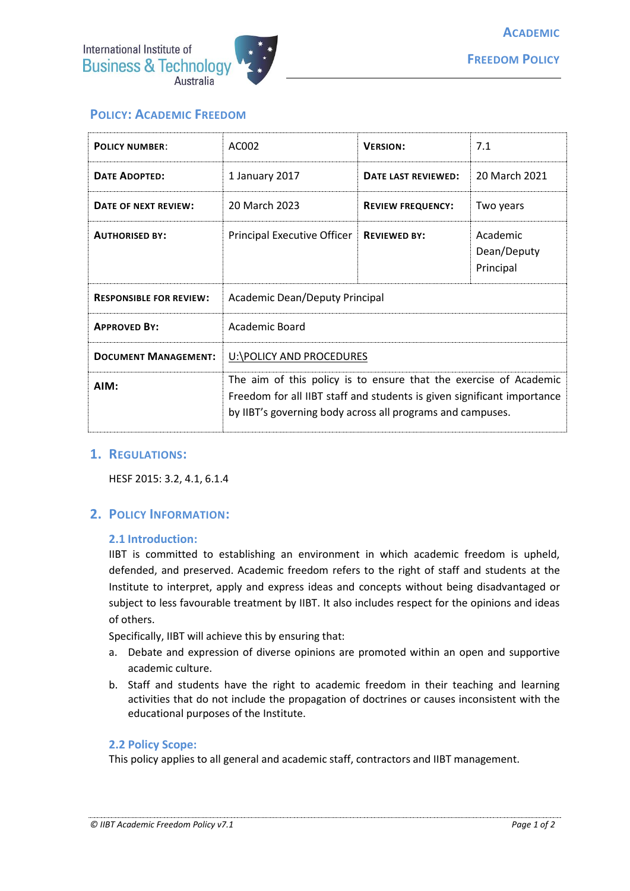# Policy: Academic Freedom

| **Policy Number:** | AC002 | **Version:** | 7.1 |
|---|---|---|---|
| **Date Adopted:** | 1 January 2017 | **Date last reviewed:** | 20 March 2021 |
| **Date of next review:** | 20 March 2023 | **Review frequency:** | Two years |
| **Authorised by:** | Principal Executive Officer | **Reviewed by:** | Academic Dean/Deputy Principal |
| **Responsible for review:** | Academic Dean/Deputy Principal | | |
| **Approved By:** | Academic Board | | |
| **Document Management:** | U:\POLICY AND PROCEDURES | | |
| **AIM:** | The aim of this policy is to ensure that the exercise of Academic Freedom for all IIBT staff and students is given significant importance by IIBT's governing body across all programs and campuses. | | |

## 1. Regulations:

HESF 2015: 3.2, 4.1, 6.1.4

## 2. Policy Information:

### 2.1 Introduction:

IIBT is committed to establishing an environment in which academic freedom is upheld, defended, and preserved. Academic freedom refers to the right of staff and students at the Institute to interpret, apply and express ideas and concepts without being disadvantaged or subject to less favourable treatment by IIBT. It also includes respect for the opinions and ideas of others.

Specifically, IIBT will achieve this by ensuring that:

a. Debate and expression of diverse opinions are promoted within an open and supportive academic culture.

b. Staff and students have the right to academic freedom in their teaching and learning activities that do not include the propagation of doctrines or causes inconsistent with the educational purposes of the Institute.

### 2.2 Policy Scope:

This policy applies to all general and academic staff, contractors and IIBT management.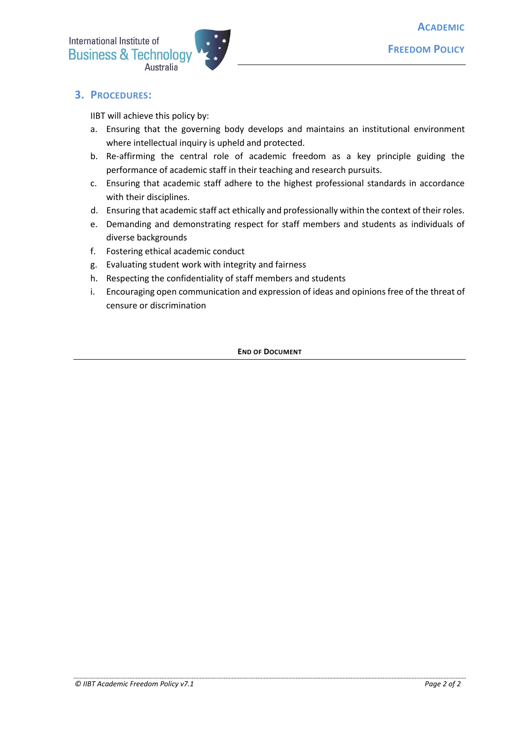## 3. PROCEDURES:

IIBT will achieve this policy by:

a. Ensuring that the governing body develops and maintains an institutional environment where intellectual inquiry is upheld and protected.
b. Re-affirming the central role of academic freedom as a key principle guiding the performance of academic staff in their teaching and research pursuits.
c. Ensuring that academic staff adhere to the highest professional standards in accordance with their disciplines.
d. Ensuring that academic staff act ethically and professionally within the context of their roles.
e. Demanding and demonstrating respect for staff members and students as individuals of diverse backgrounds
f. Fostering ethical academic conduct
g. Evaluating student work with integrity and fairness
h. Respecting the confidentiality of staff members and students
i. Encouraging open communication and expression of ideas and opinions free of the threat of censure or discrimination

**END OF DOCUMENT**